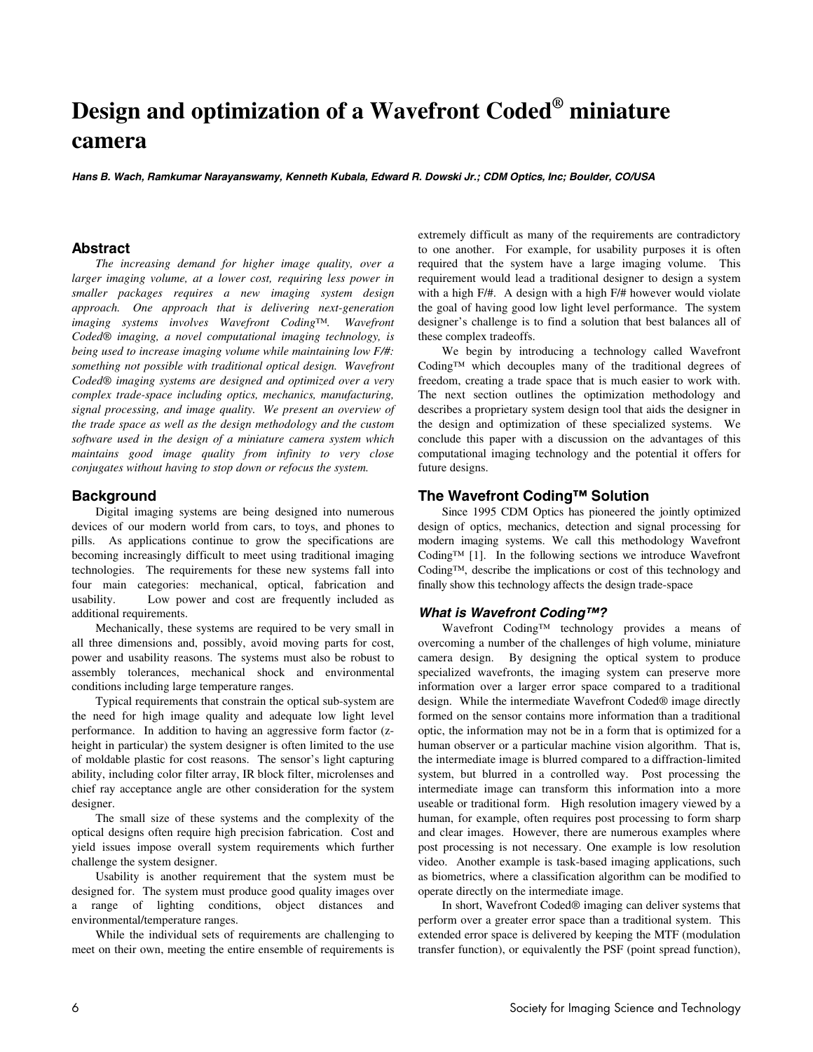# Design and optimization of a Wavefront Coded® miniature camera

***Hans B. Wach, Ramkumar Narayanswamy, Kenneth Kubala, Edward R. Dowski Jr.; CDM Optics, Inc; Boulder, CO/USA***

## Abstract

*The increasing demand for higher image quality, over a larger imaging volume, at a lower cost, requiring less power in smaller packages requires a new imaging system design approach. One approach that is delivering next-generation imaging systems involves Wavefront Coding™. Wavefront Coded® imaging, a novel computational imaging technology, is being used to increase imaging volume while maintaining low F/#: something not possible with traditional optical design. Wavefront Coded® imaging systems are designed and optimized over a very complex trade-space including optics, mechanics, manufacturing, signal processing, and image quality. We present an overview of the trade space as well as the design methodology and the custom software used in the design of a miniature camera system which maintains good image quality from infinity to very close conjugates without having to stop down or refocus the system.*

## Background

Digital imaging systems are being designed into numerous devices of our modern world from cars, to toys, and phones to pills. As applications continue to grow the specifications are becoming increasingly difficult to meet using traditional imaging technologies. The requirements for these new systems fall into four main categories: mechanical, optical, fabrication and usability. Low power and cost are frequently included as additional requirements.

Mechanically, these systems are required to be very small in all three dimensions and, possibly, avoid moving parts for cost, power and usability reasons. The systems must also be robust to assembly tolerances, mechanical shock and environmental conditions including large temperature ranges.

Typical requirements that constrain the optical sub-system are the need for high image quality and adequate low light level performance. In addition to having an aggressive form factor (z-height in particular) the system designer is often limited to the use of moldable plastic for cost reasons. The sensor's light capturing ability, including color filter array, IR block filter, microlenses and chief ray acceptance angle are other consideration for the system designer.

The small size of these systems and the complexity of the optical designs often require high precision fabrication. Cost and yield issues impose overall system requirements which further challenge the system designer.

Usability is another requirement that the system must be designed for. The system must produce good quality images over a range of lighting conditions, object distances and environmental/temperature ranges.

While the individual sets of requirements are challenging to meet on their own, meeting the entire ensemble of requirements is extremely difficult as many of the requirements are contradictory to one another. For example, for usability purposes it is often required that the system have a large imaging volume. This requirement would lead a traditional designer to design a system with a high F/#. A design with a high F/# however would violate the goal of having good low light level performance. The system designer's challenge is to find a solution that best balances all of these complex tradeoffs.

We begin by introducing a technology called Wavefront Coding™ which decouples many of the traditional degrees of freedom, creating a trade space that is much easier to work with. The next section outlines the optimization methodology and describes a proprietary system design tool that aids the designer in the design and optimization of these specialized systems. We conclude this paper with a discussion on the advantages of this computational imaging technology and the potential it offers for future designs.

## The Wavefront Coding™ Solution

Since 1995 CDM Optics has pioneered the jointly optimized design of optics, mechanics, detection and signal processing for modern imaging systems. We call this methodology Wavefront Coding™ [1]. In the following sections we introduce Wavefront Coding™, describe the implications or cost of this technology and finally show this technology affects the design trade-space

### *What is Wavefront Coding™?*

Wavefront Coding™ technology provides a means of overcoming a number of the challenges of high volume, miniature camera design. By designing the optical system to produce specialized wavefronts, the imaging system can preserve more information over a larger error space compared to a traditional design. While the intermediate Wavefront Coded® image directly formed on the sensor contains more information than a traditional optic, the information may not be in a form that is optimized for a human observer or a particular machine vision algorithm. That is, the intermediate image is blurred compared to a diffraction-limited system, but blurred in a controlled way. Post processing the intermediate image can transform this information into a more useable or traditional form. High resolution imagery viewed by a human, for example, often requires post processing to form sharp and clear images. However, there are numerous examples where post processing is not necessary. One example is low resolution video. Another example is task-based imaging applications, such as biometrics, where a classification algorithm can be modified to operate directly on the intermediate image.

In short, Wavefront Coded® imaging can deliver systems that perform over a greater error space than a traditional system. This extended error space is delivered by keeping the MTF (modulation transfer function), or equivalently the PSF (point spread function),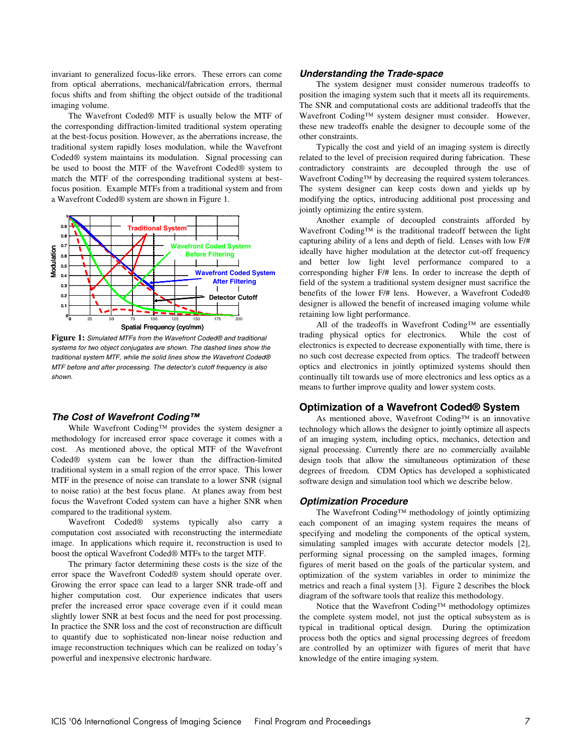invariant to generalized focus-like errors. These errors can come from optical aberrations, mechanical/fabrication errors, thermal focus shifts and from shifting the object outside of the traditional imaging volume.

The Wavefront Coded® MTF is usually below the MTF of the corresponding diffraction-limited traditional system operating at the best-focus position. However, as the aberrations increase, the traditional system rapidly loses modulation, while the Wavefront Coded® system maintains its modulation. Signal processing can be used to boost the MTF of the Wavefront Coded® system to match the MTF of the corresponding traditional system at best-focus position. Example MTFs from a traditional system and from a Wavefront Coded® system are shown in Figure 1.

**Figure 1:** *Simulated MTFs from the Wavefront Coded® and traditional systems for two object conjugates are shown. The dashed lines show the traditional system MTF, while the solid lines show the Wavefront Coded® MTF before and after processing. The detector's cutoff frequency is also shown.*

### *The Cost of Wavefront Coding™*

While Wavefront Coding™ provides the system designer a methodology for increased error space coverage it comes with a cost. As mentioned above, the optical MTF of the Wavefront Coded® system can be lower than the diffraction-limited traditional system in a small region of the error space. This lower MTF in the presence of noise can translate to a lower SNR (signal to noise ratio) at the best focus plane. At planes away from best focus the Wavefront Coded system can have a higher SNR when compared to the traditional system.

Wavefront Coded® systems typically also carry a computation cost associated with reconstructing the intermediate image. In applications which require it, reconstruction is used to boost the optical Wavefront Coded® MTFs to the target MTF.

The primary factor determining these costs is the size of the error space the Wavefront Coded® system should operate over. Growing the error space can lead to a larger SNR trade-off and higher computation cost. Our experience indicates that users prefer the increased error space coverage even if it could mean slightly lower SNR at best focus and the need for post processing. In practice the SNR loss and the cost of reconstruction are difficult to quantify due to sophisticated non-linear noise reduction and image reconstruction techniques which can be realized on today's powerful and inexpensive electronic hardware.

### *Understanding the Trade-space*

The system designer must consider numerous tradeoffs to position the imaging system such that it meets all its requirements. The SNR and computational costs are additional tradeoffs that the Wavefront Coding™ system designer must consider. However, these new tradeoffs enable the designer to decouple some of the other constraints.

Typically the cost and yield of an imaging system is directly related to the level of precision required during fabrication. These contradictory constraints are decoupled through the use of Wavefront Coding™ by decreasing the required system tolerances. The system designer can keep costs down and yields up by modifying the optics, introducing additional post processing and jointly optimizing the entire system.

Another example of decoupled constraints afforded by Wavefront Coding™ is the traditional tradeoff between the light capturing ability of a lens and depth of field. Lenses with low F/# ideally have higher modulation at the detector cut-off frequency and better low light level performance compared to a corresponding higher F/# lens. In order to increase the depth of field of the system a traditional system designer must sacrifice the benefits of the lower F/# lens. However, a Wavefront Coded® designer is allowed the benefit of increased imaging volume while retaining low light performance.

All of the tradeoffs in Wavefront Coding™ are essentially trading physical optics for electronics. While the cost of electronics is expected to decrease exponentially with time, there is no such cost decrease expected from optics. The tradeoff between optics and electronics in jointly optimized systems should then continually tilt towards use of more electronics and less optics as a means to further improve quality and lower system costs.

## Optimization of a Wavefront Coded® System

As mentioned above, Wavefront Coding™ is an innovative technology which allows the designer to jointly optimize all aspects of an imaging system, including optics, mechanics, detection and signal processing. Currently there are no commercially available design tools that allow the simultaneous optimization of these degrees of freedom. CDM Optics has developed a sophisticated software design and simulation tool which we describe below.

### *Optimization Procedure*

The Wavefront Coding™ methodology of jointly optimizing each component of an imaging system requires the means of specifying and modeling the components of the optical system, simulating sampled images with accurate detector models [2], performing signal processing on the sampled images, forming figures of merit based on the goals of the particular system, and optimization of the system variables in order to minimize the metrics and reach a final system [3]. Figure 2 describes the block diagram of the software tools that realize this methodology.

Notice that the Wavefront Coding™ methodology optimizes the complete system model, not just the optical subsystem as is typical in traditional optical design. During the optimization process both the optics and signal processing degrees of freedom are controlled by an optimizer with figures of merit that have knowledge of the entire imaging system.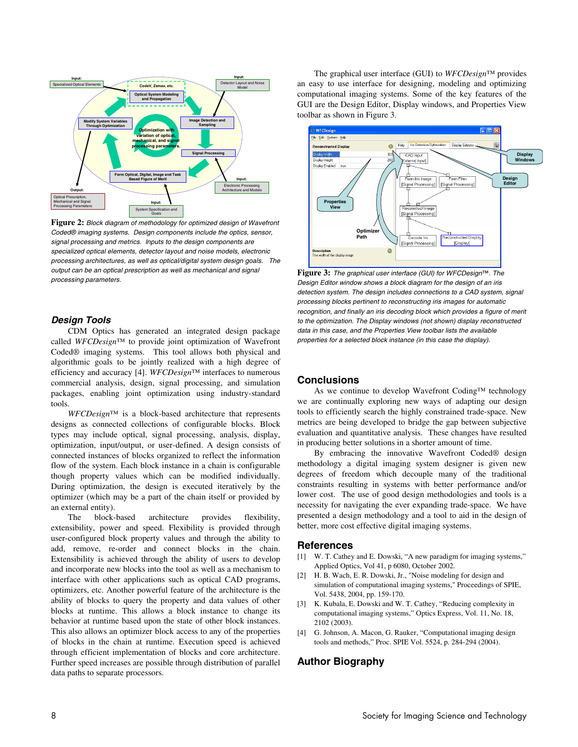**Figure 2:** *Block diagram of methodology for optimized design of Wavefront Coded® imaging systems. Design components include the optics, sensor, signal processing and metrics. Inputs to the design components are specialized optical elements, detector layout and noise models, electronic processing architectures, as well as optical/digital system design goals. The output can be an optical prescription as well as mechanical and signal processing parameters.*

## Design Tools

CDM Optics has generated an integrated design package called *WFCDesign*™ to provide joint optimization of Wavefront Coded® imaging systems. This tool allows both physical and algorithmic goals to be jointly realized with a high degree of efficiency and accuracy [4]. *WFCDesign*™ interfaces to numerous commercial analysis, design, signal processing, and simulation packages, enabling joint optimization using industry-standard tools.

*WFCDesign*™ is a block-based architecture that represents designs as connected collections of configurable blocks. Block types may include optical, signal processing, analysis, display, optimization, input/output, or user-defined. A design consists of connected instances of blocks organized to reflect the information flow of the system. Each block instance in a chain is configurable though property values which can be modified individually. During optimization, the design is executed iteratively by the optimizer (which may be a part of the chain itself or provided by an external entity).

The block-based architecture provides flexibility, extensibility, power and speed. Flexibility is provided through user-configured block property values and through the ability to add, remove, re-order and connect blocks in the chain. Extensibility is achieved through the ability of users to develop and incorporate new blocks into the tool as well as a mechanism to interface with other applications such as optical CAD programs, optimizers, etc. Another powerful feature of the architecture is the ability of blocks to query the property and data values of other blocks at runtime. This allows a block instance to change its behavior at runtime based upon the state of other block instances. This also allows an optimizer block access to any of the properties of blocks in the chain at runtime. Execution speed is achieved through efficient implementation of blocks and core architecture. Further speed increases are possible through distribution of parallel data paths to separate processors.

The graphical user interface (GUI) to *WFCDesign*™ provides an easy to use interface for designing, modeling and optimizing computational imaging systems. Some of the key features of the GUI are the Design Editor, Display windows, and Properties View toolbar as shown in Figure 3.

**Figure 3:** *The graphical user interface (GUI) for WFCDesign™. The Design Editor window shows a block diagram for the design of an iris detection system. The design includes connections to a CAD system, signal processing blocks pertinent to reconstructing iris images for automatic recognition, and finally an iris decoding block which provides a figure of merit to the optimization. The Display windows (not shown) display reconstructed data in this case, and the Properties View toolbar lists the available properties for a selected block instance (in this case the display).*

## Conclusions

As we continue to develop Wavefront Coding™ technology we are continually exploring new ways of adapting our design tools to efficiently search the highly constrained trade-space. New metrics are being developed to bridge the gap between subjective evaluation and quantitative analysis. These changes have resulted in producing better solutions in a shorter amount of time.

By embracing the innovative Wavefront Coded® design methodology a digital imaging system designer is given new degrees of freedom which decouple many of the traditional constraints resulting in systems with better performance and/or lower cost. The use of good design methodologies and tools is a necessity for navigating the ever expanding trade-space. We have presented a design methodology and a tool to aid in the design of better, more cost effective digital imaging systems.

## References

[1] W. T. Cathey and E. Dowski, "A new paradigm for imaging systems," Applied Optics, Vol 41, p 6080, October 2002.

[2] H. B. Wach, E. R. Dowski, Jr., "Noise modeling for design and simulation of computational imaging systems," Proceedings of SPIE, Vol. 5438, 2004, pp. 159-170.

[3] K. Kubala, E. Dowski and W. T. Cathey, "Reducing complexity in computational imaging systems," Optics Express, Vol. 11, No. 18, 2102 (2003).

[4] G. Johnson, A. Macon, G. Rauker, "Computational imaging design tools and methods," Proc. SPIE Vol. 5524, p. 284-294 (2004).

## Author Biography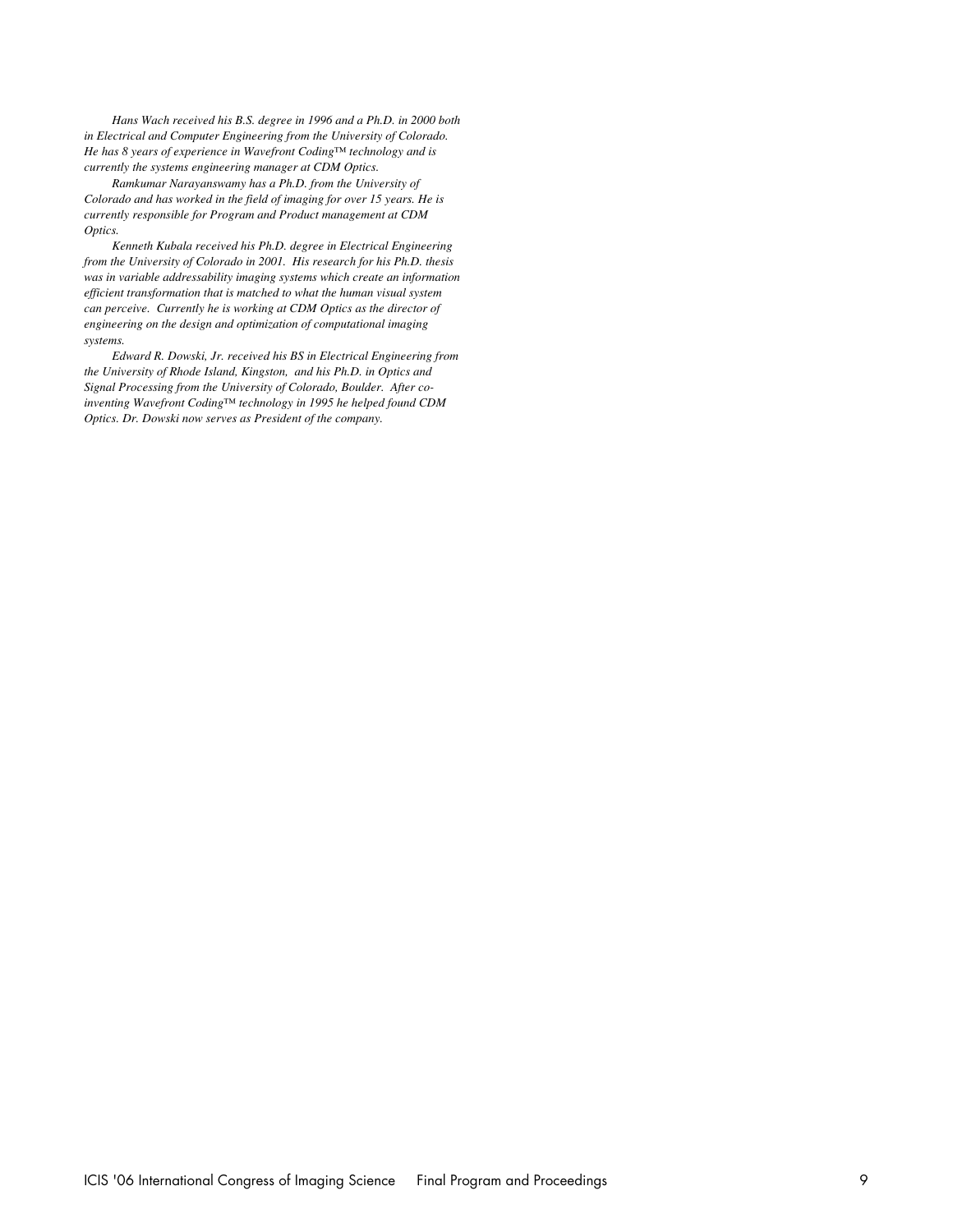*Hans Wach received his B.S. degree in 1996 and a Ph.D. in 2000 both in Electrical and Computer Engineering from the University of Colorado. He has 8 years of experience in Wavefront Coding™ technology and is currently the systems engineering manager at CDM Optics.*

*Ramkumar Narayanswamy has a Ph.D. from the University of Colorado and has worked in the field of imaging for over 15 years. He is currently responsible for Program and Product management at CDM Optics.*

*Kenneth Kubala received his Ph.D. degree in Electrical Engineering from the University of Colorado in 2001. His research for his Ph.D. thesis was in variable addressability imaging systems which create an information efficient transformation that is matched to what the human visual system can perceive. Currently he is working at CDM Optics as the director of engineering on the design and optimization of computational imaging systems.*

*Edward R. Dowski, Jr. received his BS in Electrical Engineering from the University of Rhode Island, Kingston, and his Ph.D. in Optics and Signal Processing from the University of Colorado, Boulder. After co-inventing Wavefront Coding™ technology in 1995 he helped found CDM Optics. Dr. Dowski now serves as President of the company.*